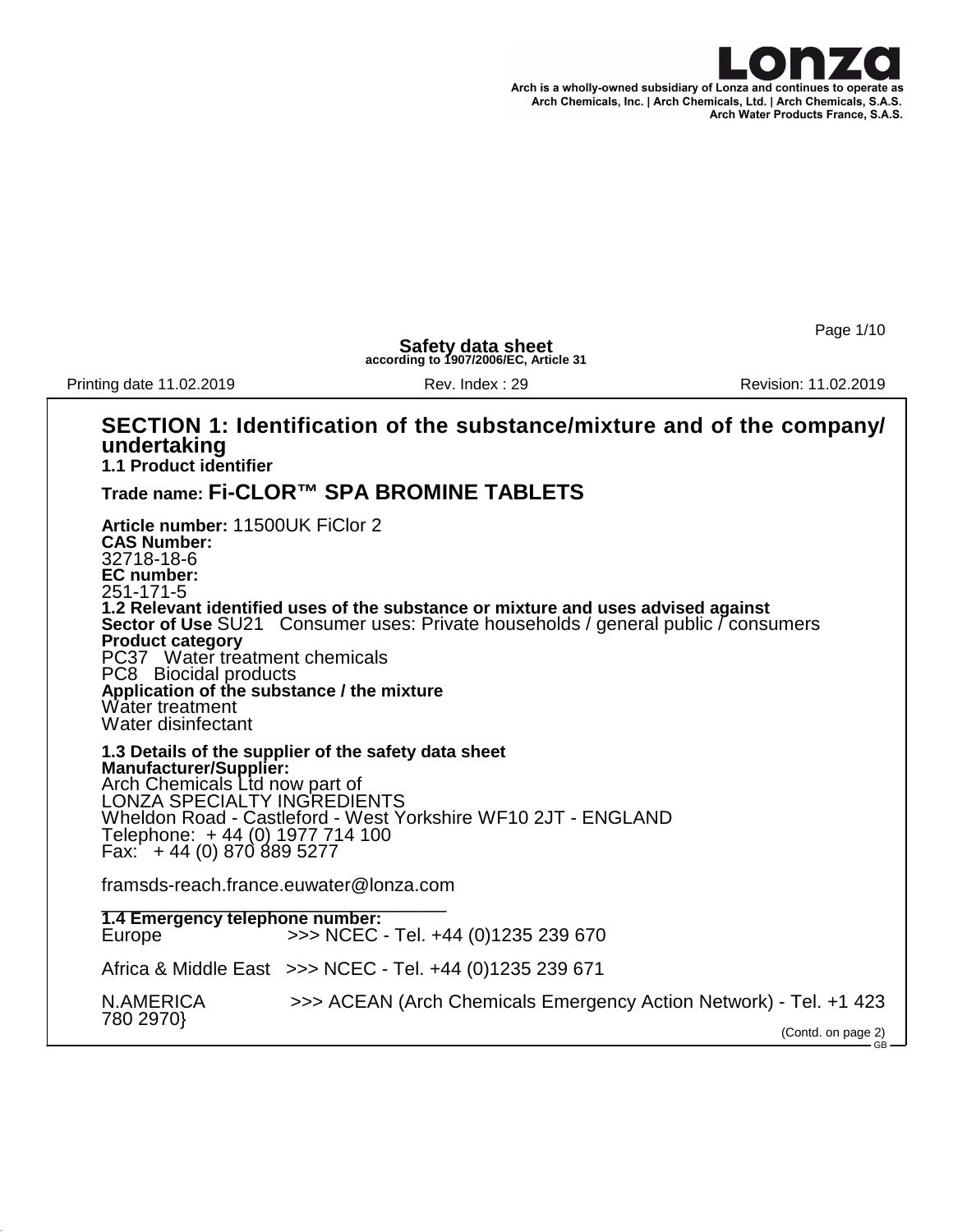Arch is a wholly-owned subsidiary of Lonza and continues to operate as Arch Chemicals, Inc. | Arch Chemicals, Ltd. | Arch Chemicals, S.A.S. Arch Water Products France, S.A.S.

**Safety data sheet**
**according to 1907/2006/EC, Article 31**

Printing date 11.02.2019 | Rev. Index : 29 | Revision: 11.02.2019

## SECTION 1: Identification of the substance/mixture and of the company/ undertaking

**1.1 Product identifier**

**Trade name: Fi-CLOR™ SPA BROMINE TABLETS**

**Article number:** 11500UK FiClor 2
**CAS Number:**
32718-18-6
**EC number:**
251-171-5

**1.2 Relevant identified uses of the substance or mixture and uses advised against**
**Sector of Use** SU21 Consumer uses: Private households / general public / consumers
**Product category**
PC37 Water treatment chemicals
PC8 Biocidal products
**Application of the substance / the mixture**
Water treatment
Water disinfectant

**1.3 Details of the supplier of the safety data sheet**
**Manufacturer/Supplier:**
Arch Chemicals Ltd now part of
LONZA SPECIALTY INGREDIENTS
Wheldon Road - Castleford - West Yorkshire WF10 2JT - ENGLAND
Telephone: + 44 (0) 1977 714 100
Fax: + 44 (0) 870 889 5277

framsds-reach.france.euwater@lonza.com

**1.4 Emergency telephone number:**
Europe >>> NCEC - Tel. +44 (0)1235 239 670

Africa & Middle East >>> NCEC - Tel. +44 (0)1235 239 671

N.AMERICA >>> ACEAN (Arch Chemicals Emergency Action Network) - Tel. +1 423 780 2970}

(Contd. on page 2)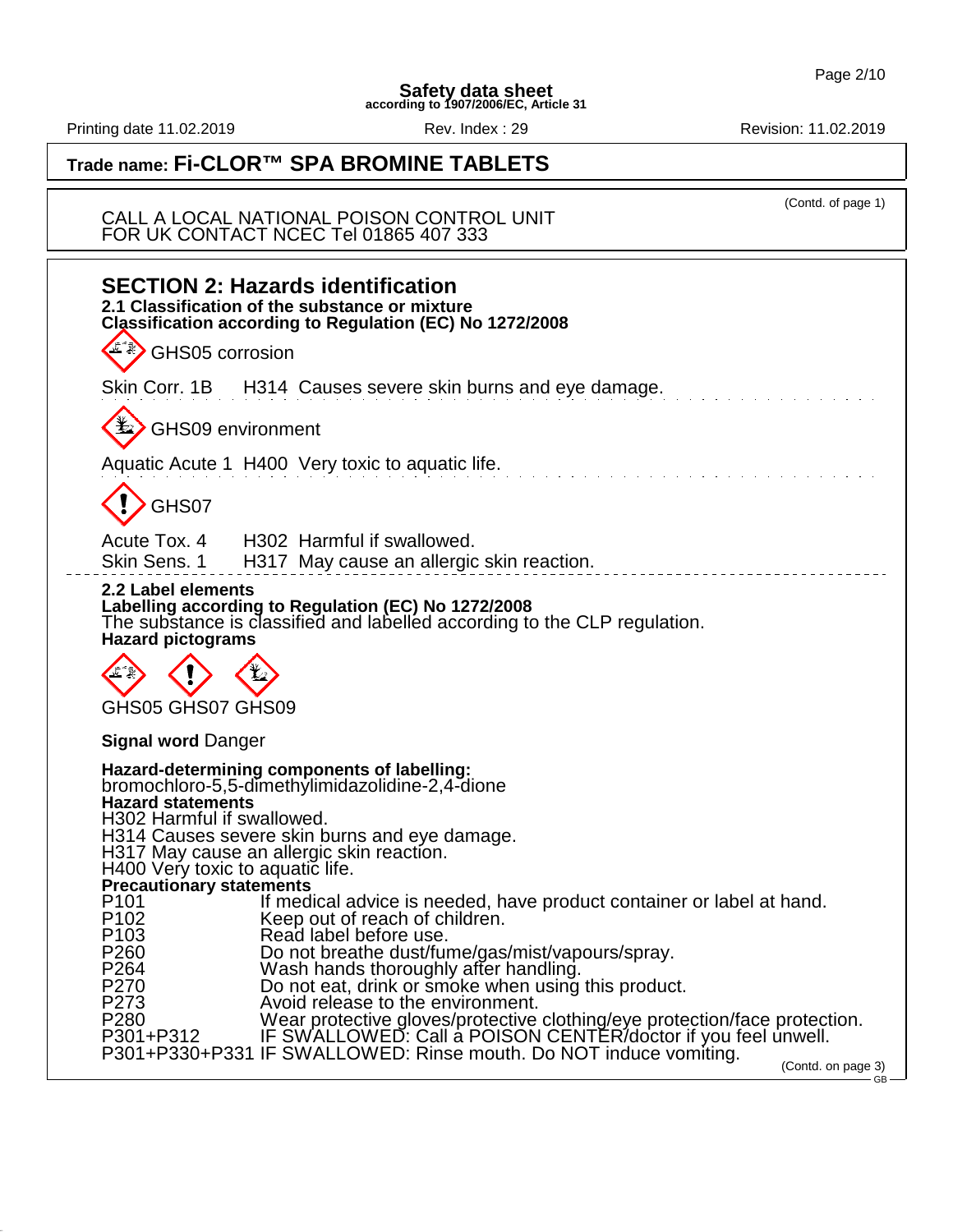(Contd. of page 1)

CALL A LOCAL NATIONAL POISON CONTROL UNIT
FOR UK CONTACT NCEC Tel 01865 407 333

## SECTION 2: Hazards identification

**2.1 Classification of the substance or mixture**
**Classification according to Regulation (EC) No 1272/2008**

GHS05 corrosion

Skin Corr. 1B H314 Causes severe skin burns and eye damage.

GHS09 environment

Aquatic Acute 1 H400 Very toxic to aquatic life.

GHS07

Acute Tox. 4 H302 Harmful if swallowed.
Skin Sens. 1 H317 May cause an allergic skin reaction.

**2.2 Label elements**
**Labelling according to Regulation (EC) No 1272/2008**
The substance is classified and labelled according to the CLP regulation.
**Hazard pictograms**

GHS05 GHS07 GHS09

**Signal word** Danger

**Hazard-determining components of labelling:**
bromochloro-5,5-dimethylimidazolidine-2,4-dione
**Hazard statements**
H302 Harmful if swallowed.
H314 Causes severe skin burns and eye damage.
H317 May cause an allergic skin reaction.
H400 Very toxic to aquatic life.
**Precautionary statements**
P101 If medical advice is needed, have product container or label at hand.
P102 Keep out of reach of children.
P103 Read label before use.
P260 Do not breathe dust/fume/gas/mist/vapours/spray.
P264 Wash hands thoroughly after handling.
P270 Do not eat, drink or smoke when using this product.
P273 Avoid release to the environment.
P280 Wear protective gloves/protective clothing/eye protection/face protection.
P301+P312 IF SWALLOWED: Call a POISON CENTER/doctor if you feel unwell.
P301+P330+P331 IF SWALLOWED: Rinse mouth. Do NOT induce vomiting.

(Contd. on page 3)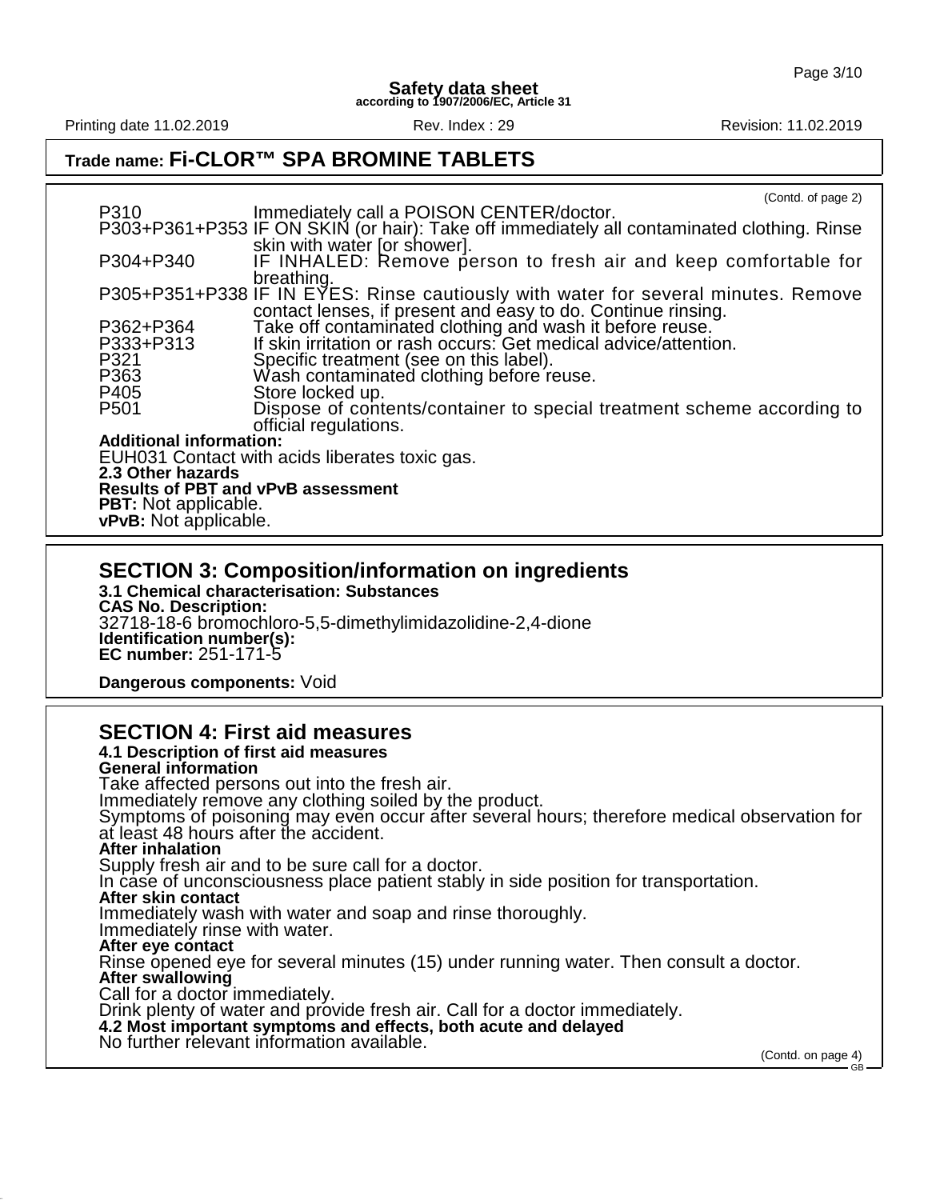(Contd. of page 2)

| | |
|---|---|
| P310 | Immediately call a POISON CENTER/doctor. |
| P303+P361+P353 | IF ON SKIN (or hair): Take off immediately all contaminated clothing. Rinse skin with water [or shower]. |
| P304+P340 | IF INHALED: Remove person to fresh air and keep comfortable for breathing. |
| P305+P351+P338 | IF IN EYES: Rinse cautiously with water for several minutes. Remove contact lenses, if present and easy to do. Continue rinsing. |
| P362+P364 | Take off contaminated clothing and wash it before reuse. |
| P333+P313 | If skin irritation or rash occurs: Get medical advice/attention. |
| P321 | Specific treatment (see on this label). |
| P363 | Wash contaminated clothing before reuse. |
| P405 | Store locked up. |
| P501 | Dispose of contents/container to special treatment scheme according to official regulations. |

**Additional information:**
EUH031 Contact with acids liberates toxic gas.

**2.3 Other hazards**
**Results of PBT and vPvB assessment**
**PBT:** Not applicable.
**vPvB:** Not applicable.

## SECTION 3: Composition/information on ingredients

**3.1 Chemical characterisation: Substances**
**CAS No. Description:**
32718-18-6 bromochloro-5,5-dimethylimidazolidine-2,4-dione
**Identification number(s):**
**EC number:** 251-171-5

**Dangerous components:** Void

## SECTION 4: First aid measures

**4.1 Description of first aid measures**

**General information**
Take affected persons out into the fresh air.
Immediately remove any clothing soiled by the product.
Symptoms of poisoning may even occur after several hours; therefore medical observation for at least 48 hours after the accident.

**After inhalation**
Supply fresh air and to be sure call for a doctor.
In case of unconsciousness place patient stably in side position for transportation.

**After skin contact**
Immediately wash with water and soap and rinse thoroughly.
Immediately rinse with water.

**After eye contact**
Rinse opened eye for several minutes (15) under running water. Then consult a doctor.

**After swallowing**
Call for a doctor immediately.
Drink plenty of water and provide fresh air. Call for a doctor immediately.

**4.2 Most important symptoms and effects, both acute and delayed**
No further relevant information available.

(Contd. on page 4)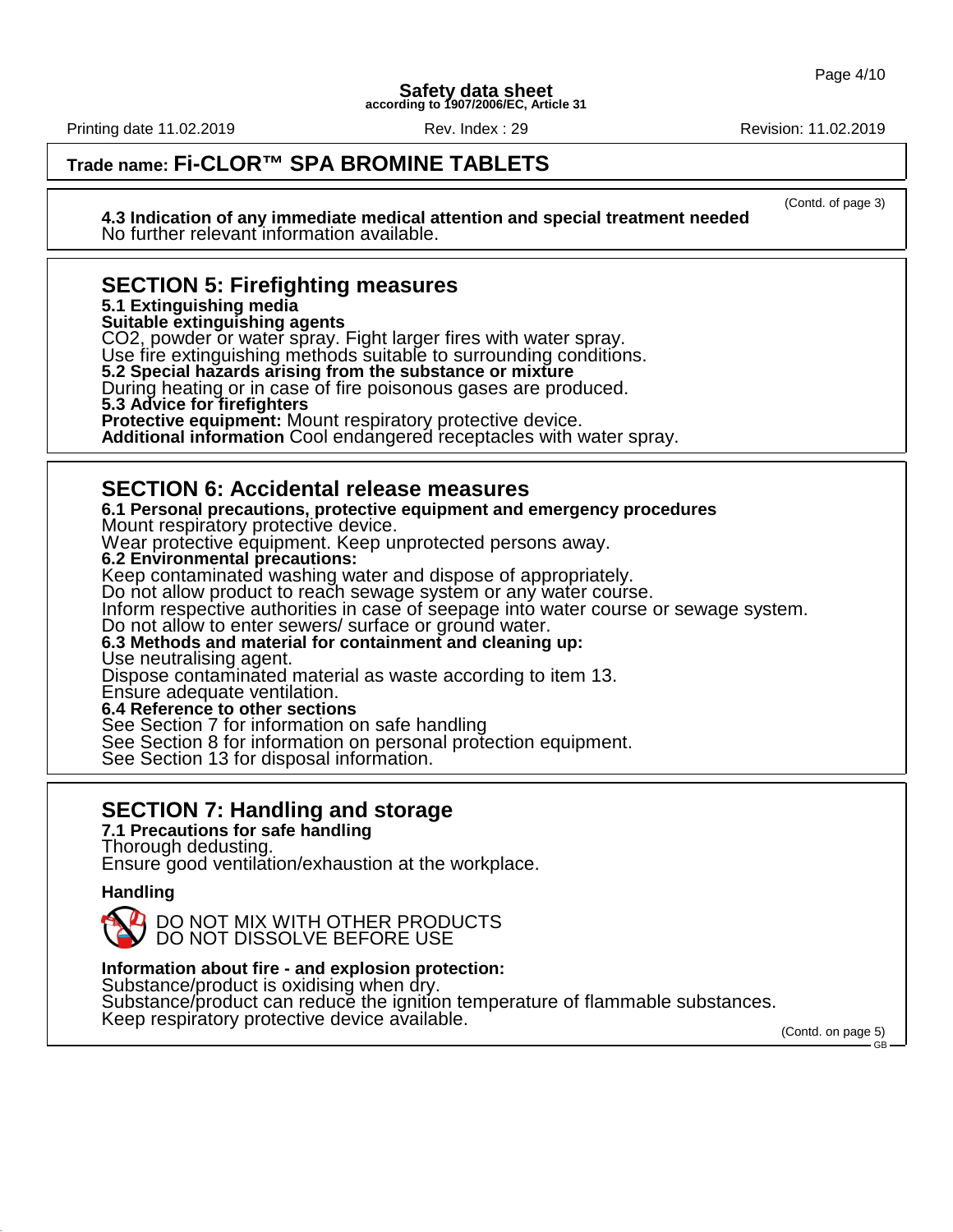**Trade name: Fi-CLOR™ SPA BROMINE TABLETS**

(Contd. of page 3)

**4.3 Indication of any immediate medical attention and special treatment needed**
No further relevant information available.

## SECTION 5: Firefighting measures

**5.1 Extinguishing media**
**Suitable extinguishing agents**
$CO_2$, powder or water spray. Fight larger fires with water spray.
Use fire extinguishing methods suitable to surrounding conditions.
**5.2 Special hazards arising from the substance or mixture**
During heating or in case of fire poisonous gases are produced.
**5.3 Advice for firefighters**
**Protective equipment:** Mount respiratory protective device.
**Additional information** Cool endangered receptacles with water spray.

## SECTION 6: Accidental release measures

**6.1 Personal precautions, protective equipment and emergency procedures**
Mount respiratory protective device.
Wear protective equipment. Keep unprotected persons away.
**6.2 Environmental precautions:**
Keep contaminated washing water and dispose of appropriately.
Do not allow product to reach sewage system or any water course.
Inform respective authorities in case of seepage into water course or sewage system.
Do not allow to enter sewers/ surface or ground water.
**6.3 Methods and material for containment and cleaning up:**
Use neutralising agent.
Dispose contaminated material as waste according to item 13.
Ensure adequate ventilation.
**6.4 Reference to other sections**
See Section 7 for information on safe handling
See Section 8 for information on personal protection equipment.
See Section 13 for disposal information.

## SECTION 7: Handling and storage

**7.1 Precautions for safe handling**
Thorough dedusting.
Ensure good ventilation/exhaustion at the workplace.

**Handling**

DO NOT MIX WITH OTHER PRODUCTS
DO NOT DISSOLVE BEFORE USE

**Information about fire - and explosion protection:**
Substance/product is oxidising when dry.
Substance/product can reduce the ignition temperature of flammable substances.
Keep respiratory protective device available.

(Contd. on page 5)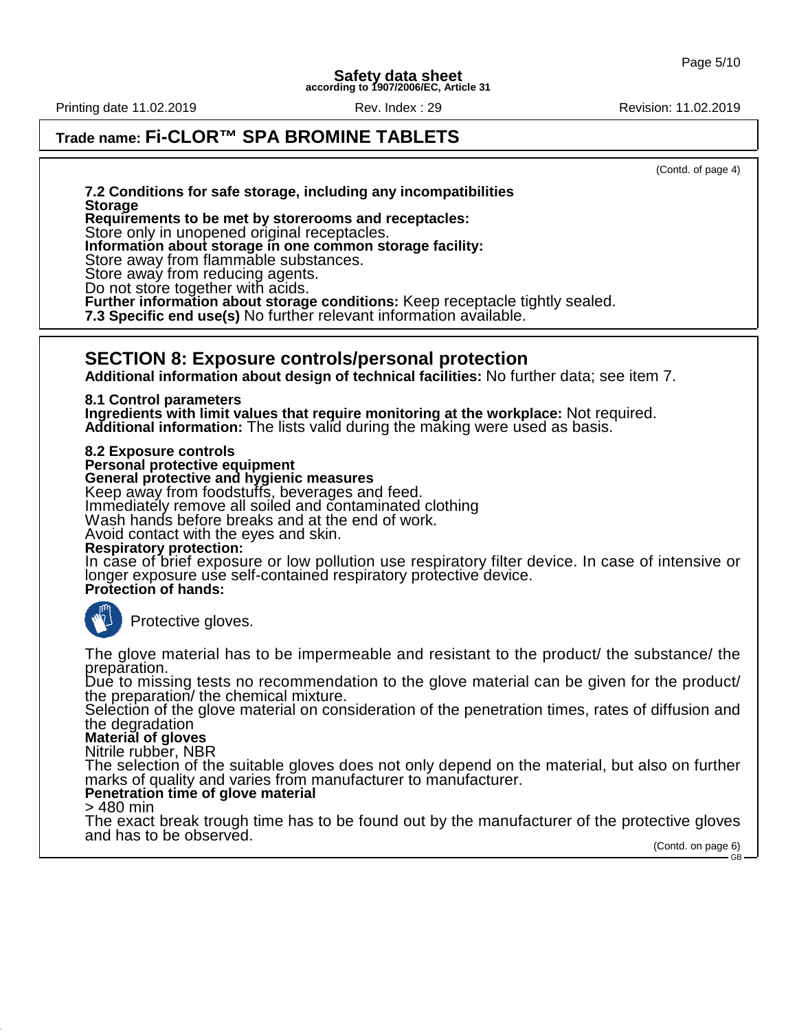(Contd. of page 4)

**7.2 Conditions for safe storage, including any incompatibilities**
**Storage**
**Requirements to be met by storerooms and receptacles:**
Store only in unopened original receptacles.
**Information about storage in one common storage facility:**
Store away from flammable substances.
Store away from reducing agents.
Do not store together with acids.
**Further information about storage conditions:** Keep receptacle tightly sealed.
**7.3 Specific end use(s)** No further relevant information available.

## SECTION 8: Exposure controls/personal protection

**Additional information about design of technical facilities:** No further data; see item 7.

**8.1 Control parameters**
**Ingredients with limit values that require monitoring at the workplace:** Not required.
**Additional information:** The lists valid during the making were used as basis.

**8.2 Exposure controls**
**Personal protective equipment**
**General protective and hygienic measures**
Keep away from foodstuffs, beverages and feed.
Immediately remove all soiled and contaminated clothing
Wash hands before breaks and at the end of work.
Avoid contact with the eyes and skin.
**Respiratory protection:**
In case of brief exposure or low pollution use respiratory filter device. In case of intensive or longer exposure use self-contained respiratory protective device.
**Protection of hands:**

Protective gloves.

The glove material has to be impermeable and resistant to the product/ the substance/ the preparation.
Due to missing tests no recommendation to the glove material can be given for the product/ the preparation/ the chemical mixture.
Selection of the glove material on consideration of the penetration times, rates of diffusion and the degradation
**Material of gloves**
Nitrile rubber, NBR
The selection of the suitable gloves does not only depend on the material, but also on further marks of quality and varies from manufacturer to manufacturer.
**Penetration time of glove material**
> 480 min
The exact break trough time has to be found out by the manufacturer of the protective gloves and has to be observed.

(Contd. on page 6)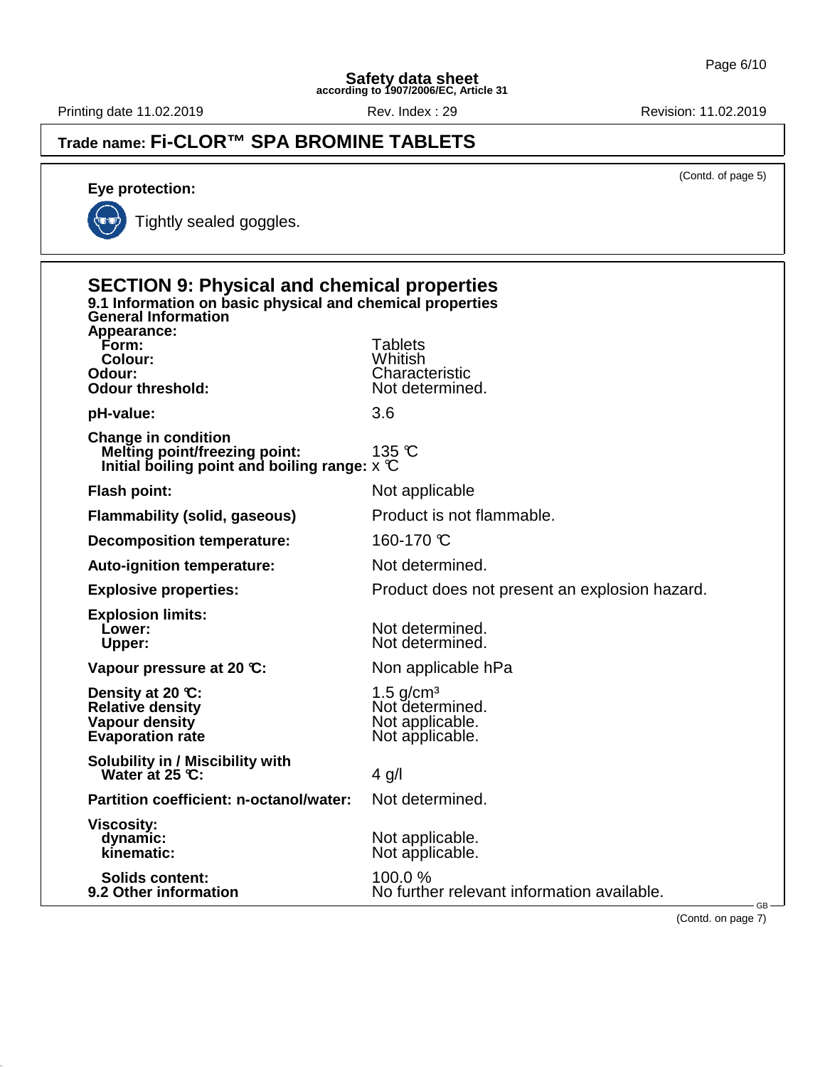**Trade name: Fi-CLOR™ SPA BROMINE TABLETS**

(Contd. of page 5)

**Eye protection:**

Tightly sealed goggles.

## SECTION 9: Physical and chemical properties

### 9.1 Information on basic physical and chemical properties

**General Information**

**Appearance:**

| | |
|---|---|
| **Form:** | Tablets |
| **Colour:** | Whitish |
| **Odour:** | Characteristic |
| **Odour threshold:** | Not determined. |
| **pH-value:** | 3.6 |
| **Change in condition** | |
| **Melting point/freezing point:** | 135 °C |
| **Initial boiling point and boiling range:** | x °C |
| **Flash point:** | Not applicable |
| **Flammability (solid, gaseous)** | Product is not flammable. |
| **Decomposition temperature:** | 160-170 °C |
| **Auto-ignition temperature:** | Not determined. |
| **Explosive properties:** | Product does not present an explosion hazard. |
| **Explosion limits:** | |
| **Lower:** | Not determined. |
| **Upper:** | Not determined. |
| **Vapour pressure at 20 °C:** | Non applicable hPa |
| **Density at 20 °C:** | 1.5 g/cm³ |
| **Relative density** | Not determined. |
| **Vapour density** | Not applicable. |
| **Evaporation rate** | Not applicable. |
| **Solubility in / Miscibility with** | |
| **Water at 25 °C:** | 4 g/l |
| **Partition coefficient: n-octanol/water:** | Not determined. |
| **Viscosity:** | |
| **dynamic:** | Not applicable. |
| **kinematic:** | Not applicable. |
| **Solids content:** | 100.0 % |
| **9.2 Other information** | No further relevant information available. |

(Contd. on page 7)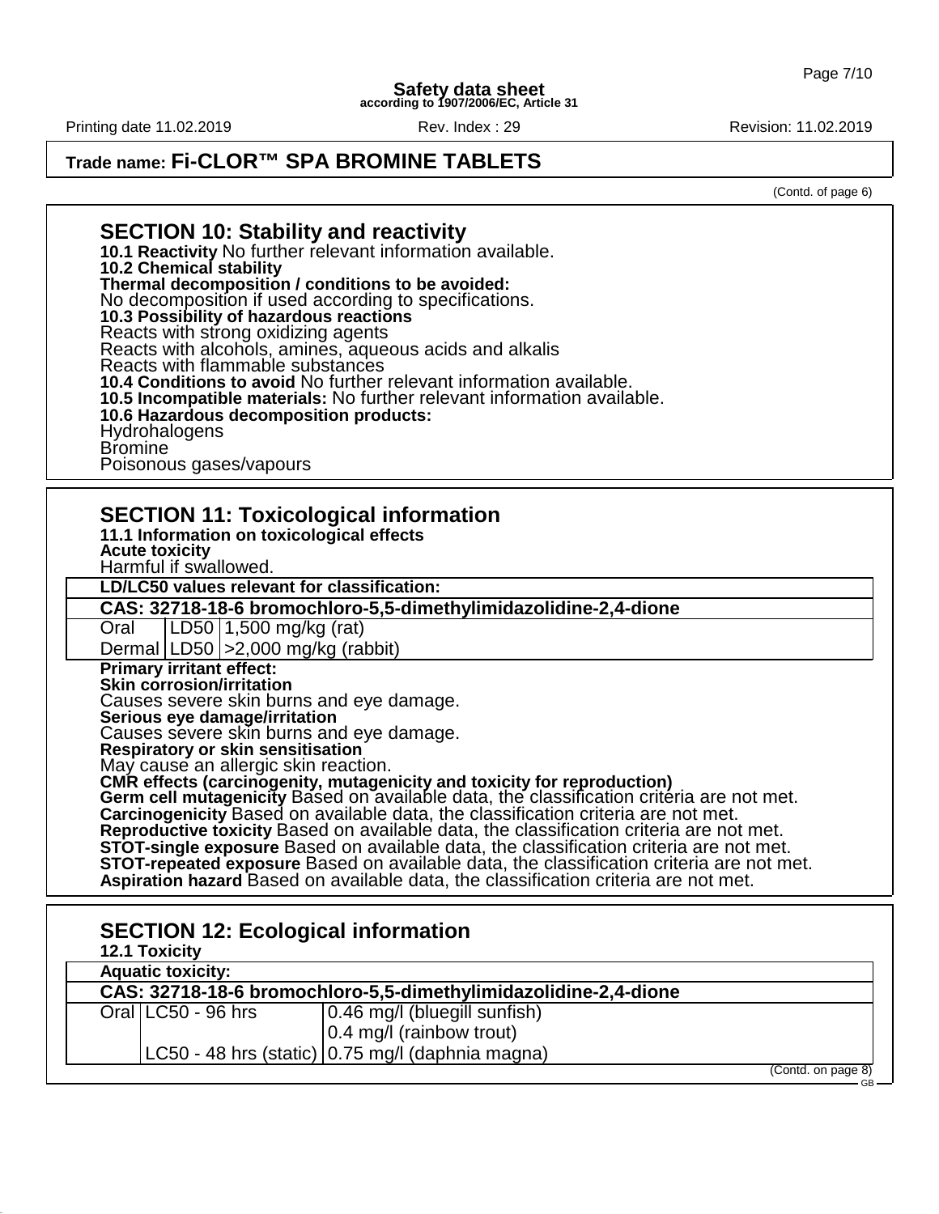**Trade name: Fi-CLOR™ SPA BROMINE TABLETS**

(Contd. of page 6)

## SECTION 10: Stability and reactivity

**10.1 Reactivity** No further relevant information available.

**10.2 Chemical stability**

**Thermal decomposition / conditions to be avoided:**
No decomposition if used according to specifications.

**10.3 Possibility of hazardous reactions**
Reacts with strong oxidizing agents
Reacts with alcohols, amines, aqueous acids and alkalis
Reacts with flammable substances

**10.4 Conditions to avoid** No further relevant information available.

**10.5 Incompatible materials:** No further relevant information available.

**10.6 Hazardous decomposition products:**
Hydrohalogens
Bromine
Poisonous gases/vapours

## SECTION 11: Toxicological information

**11.1 Information on toxicological effects**

**Acute toxicity**
Harmful if swallowed.

| **LD/LC50 values relevant for classification:** | | |
|---|---|---|
| **CAS: 32718-18-6 bromochloro-5,5-dimethylimidazolidine-2,4-dione** | | |
| Oral | LD50 | 1,500 mg/kg (rat) |
| Dermal | LD50 | >2,000 mg/kg (rabbit) |

**Primary irritant effect:**

**Skin corrosion/irritation**
Causes severe skin burns and eye damage.

**Serious eye damage/irritation**
Causes severe skin burns and eye damage.

**Respiratory or skin sensitisation**
May cause an allergic skin reaction.

**CMR effects (carcinogenity, mutagenicity and toxicity for reproduction)**

**Germ cell mutagenicity** Based on available data, the classification criteria are not met.

**Carcinogenicity** Based on available data, the classification criteria are not met.

**Reproductive toxicity** Based on available data, the classification criteria are not met.

**STOT-single exposure** Based on available data, the classification criteria are not met.

**STOT-repeated exposure** Based on available data, the classification criteria are not met.

**Aspiration hazard** Based on available data, the classification criteria are not met.

## SECTION 12: Ecological information

**12.1 Toxicity**

| **Aquatic toxicity:** | | |
|---|---|---|
| **CAS: 32718-18-6 bromochloro-5,5-dimethylimidazolidine-2,4-dione** | | |
| Oral | LC50 - 96 hrs | 0.46 mg/l (bluegill sunfish) |
| | | 0.4 mg/l (rainbow trout) |
| | LC50 - 48 hrs (static) | 0.75 mg/l (daphnia magna) |

(Contd. on page 8)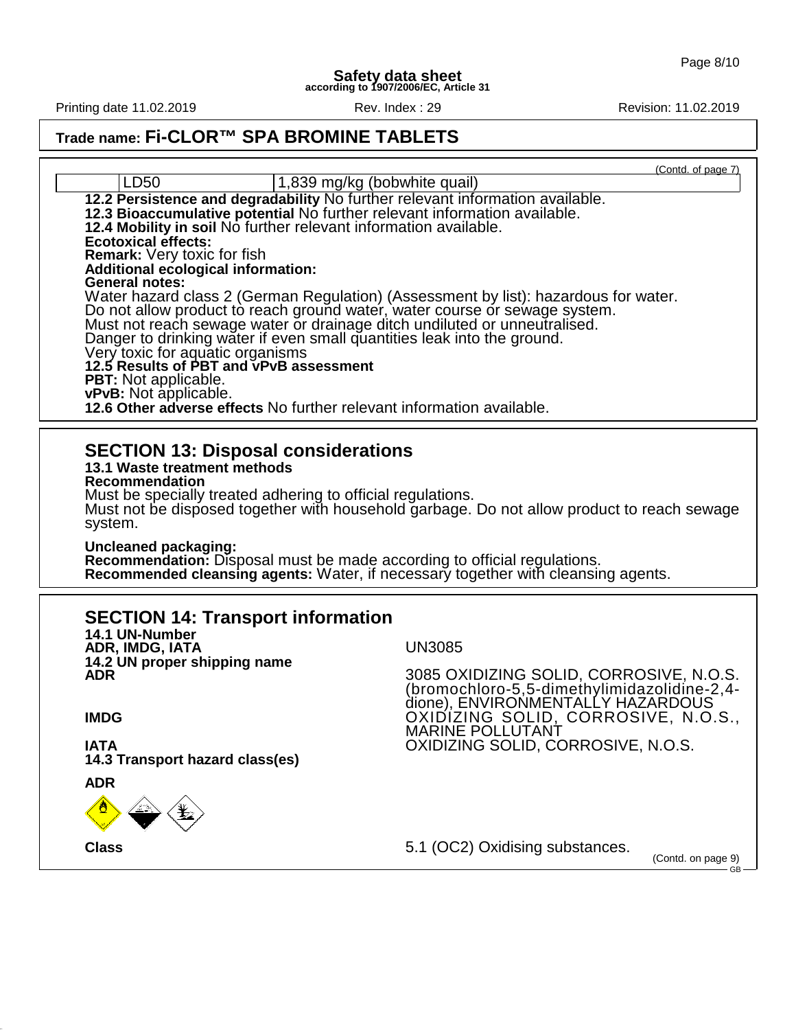**Trade name: Fi-CLOR™ SPA BROMINE TABLETS**

(Contd. of page 7)

| | LD50 | 1,839 mg/kg (bobwhite quail) |
|---|---|---|

**12.2 Persistence and degradability** No further relevant information available.
**12.3 Bioaccumulative potential** No further relevant information available.
**12.4 Mobility in soil** No further relevant information available.
**Ecotoxical effects:**
**Remark:** Very toxic for fish
**Additional ecological information:**
**General notes:**
Water hazard class 2 (German Regulation) (Assessment by list): hazardous for water.
Do not allow product to reach ground water, water course or sewage system.
Must not reach sewage water or drainage ditch undiluted or unneutralised.
Danger to drinking water if even small quantities leak into the ground.
Very toxic for aquatic organisms
**12.5 Results of PBT and vPvB assessment**
**PBT:** Not applicable.
**vPvB:** Not applicable.
**12.6 Other adverse effects** No further relevant information available.

## SECTION 13: Disposal considerations

**13.1 Waste treatment methods**
**Recommendation**
Must be specially treated adhering to official regulations.
Must not be disposed together with household garbage. Do not allow product to reach sewage system.

**Uncleaned packaging:**
**Recommendation:** Disposal must be made according to official regulations.
**Recommended cleansing agents:** Water, if necessary together with cleansing agents.

## SECTION 14: Transport information

**14.1 UN-Number**
**ADR, IMDG, IATA** UN3085

**14.2 UN proper shipping name**
**ADR** 3085 OXIDIZING SOLID, CORROSIVE, N.O.S. (bromochloro-5,5-dimethylimidazolidine-2,4-dione), ENVIRONMENTALLY HAZARDOUS
**IMDG** OXIDIZING SOLID, CORROSIVE, N.O.S., MARINE POLLUTANT
**IATA** OXIDIZING SOLID, CORROSIVE, N.O.S.

**14.3 Transport hazard class(es)**

**ADR**

**Class** 5.1 (OC2) Oxidising substances.

(Contd. on page 9)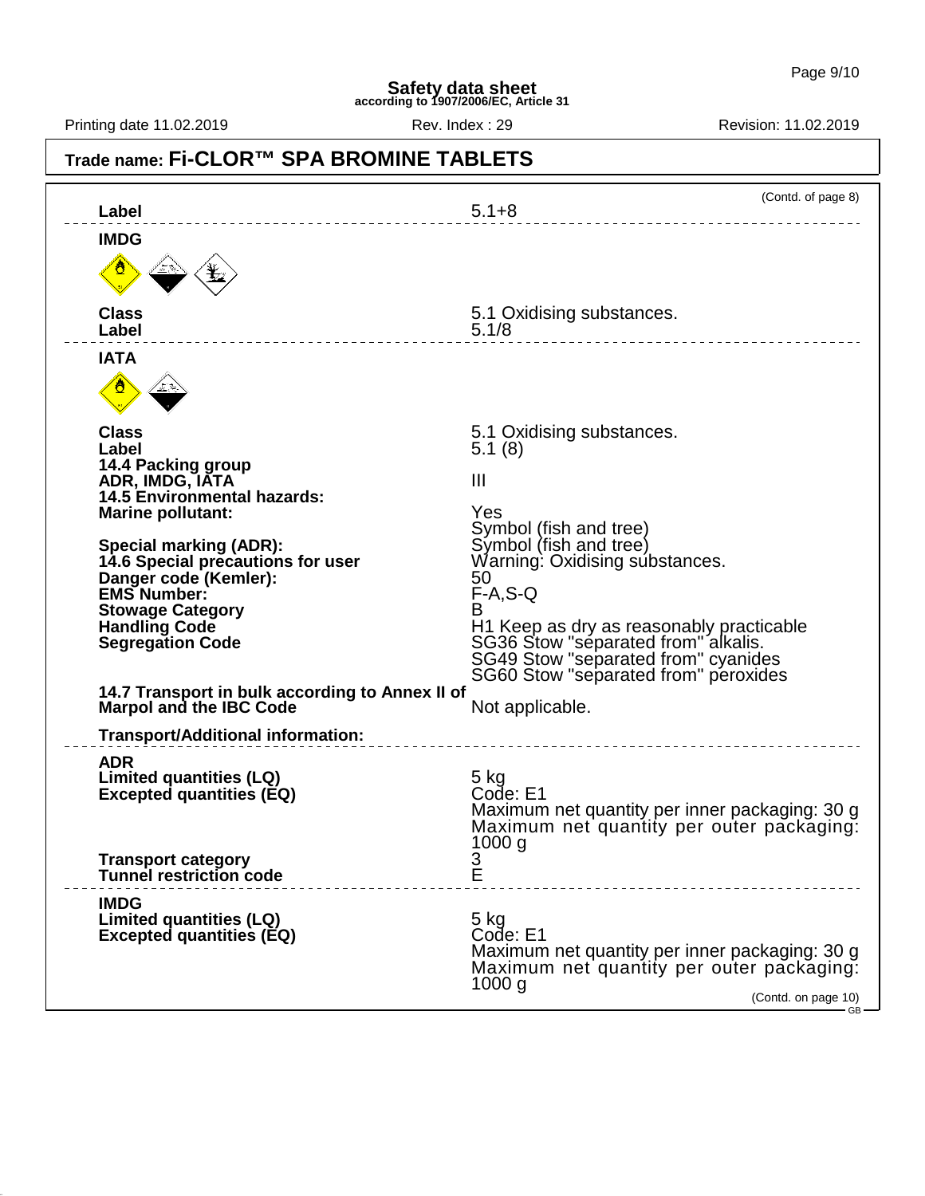**Trade name: Fi-CLOR™ SPA BROMINE TABLETS**

(Contd. of page 8)

| | |
|---|---|
| **Label** | 5.1+8 |
| **IMDG** | |
| **Class** | 5.1 Oxidising substances. |
| **Label** | 5.1/8 |
| **IATA** | |
| **Class** | 5.1 Oxidising substances. |
| **Label** | 5.1 (8) |
| **14.4 Packing group** | |
| **ADR, IMDG, IATA** | III |
| **14.5 Environmental hazards:** | |
| **Marine pollutant:** | Yes |
| | Symbol (fish and tree) |
| **Special marking (ADR):** | Symbol (fish and tree) |
| **14.6 Special precautions for user** | Warning: Oxidising substances. |
| **Danger code (Kemler):** | 50 |
| **EMS Number:** | F-A,S-Q |
| **Stowage Category** | B |
| **Handling Code** | H1 Keep as dry as reasonably practicable |
| **Segregation Code** | SG36 Stow "separated from" alkalis. SG49 Stow "separated from" cyanides SG60 Stow "separated from" peroxides |
| **14.7 Transport in bulk according to Annex II of Marpol and the IBC Code** | Not applicable. |
| **Transport/Additional information:** | |
| **ADR** | |
| **Limited quantities (LQ)** | 5 kg |
| **Excepted quantities (EQ)** | Code: E1 Maximum net quantity per inner packaging: 30 g Maximum net quantity per outer packaging: 1000 g |
| **Transport category** | 3 |
| **Tunnel restriction code** | E |
| **IMDG** | |
| **Limited quantities (LQ)** | 5 kg |
| **Excepted quantities (EQ)** | Code: E1 Maximum net quantity per inner packaging: 30 g Maximum net quantity per outer packaging: 1000 g |

(Contd. on page 10)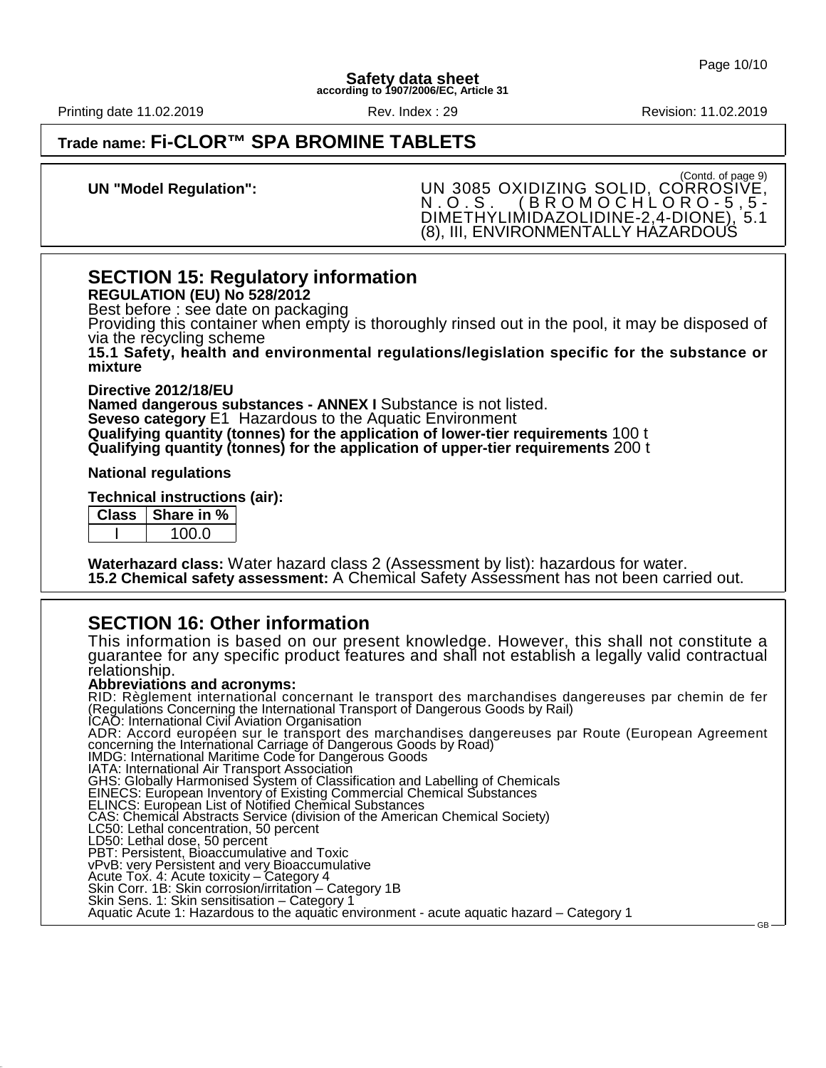**UN "Model Regulation":** UN 3085 OXIDIZING SOLID, CORROSIVE, N.O.S. (BROMOCHLORO-5,5-DIMETHYLIMIDAZOLIDINE-2,4-DIONE), 5.1 (8), III, ENVIRONMENTALLY HAZARDOUS

## SECTION 15: Regulatory information

**REGULATION (EU) No 528/2012**

Best before : see date on packaging

Providing this container when empty is thoroughly rinsed out in the pool, it may be disposed of via the recycling scheme

**15.1 Safety, health and environmental regulations/legislation specific for the substance or mixture**

**Directive 2012/18/EU**

**Named dangerous substances - ANNEX I** Substance is not listed.

**Seveso category** E1 Hazardous to the Aquatic Environment

**Qualifying quantity (tonnes) for the application of lower-tier requirements** 100 t

**Qualifying quantity (tonnes) for the application of upper-tier requirements** 200 t

**National regulations**

**Technical instructions (air):**

| Class | Share in % |
| --- | --- |
| I | 100.0 |

**Waterhazard class:** Water hazard class 2 (Assessment by list): hazardous for water.

**15.2 Chemical safety assessment:** A Chemical Safety Assessment has not been carried out.

## SECTION 16: Other information

This information is based on our present knowledge. However, this shall not constitute a guarantee for any specific product features and shall not establish a legally valid contractual relationship.

**Abbreviations and acronyms:**

RID: Règlement international concernant le transport des marchandises dangereuses par chemin de fer (Regulations Concerning the International Transport of Dangerous Goods by Rail)
ICAO: International Civil Aviation Organisation
ADR: Accord européen sur le transport des marchandises dangereuses par Route (European Agreement concerning the International Carriage of Dangerous Goods by Road)
IMDG: International Maritime Code for Dangerous Goods
IATA: International Air Transport Association
GHS: Globally Harmonised System of Classification and Labelling of Chemicals
EINECS: European Inventory of Existing Commercial Chemical Substances
ELINCS: European List of Notified Chemical Substances
CAS: Chemical Abstracts Service (division of the American Chemical Society)
LC50: Lethal concentration, 50 percent
LD50: Lethal dose, 50 percent
PBT: Persistent, Bioaccumulative and Toxic
vPvB: very Persistent and very Bioaccumulative
Acute Tox. 4: Acute toxicity – Category 4
Skin Corr. 1B: Skin corrosion/irritation – Category 1B
Skin Sens. 1: Skin sensitisation – Category 1
Aquatic Acute 1: Hazardous to the aquatic environment - acute aquatic hazard – Category 1